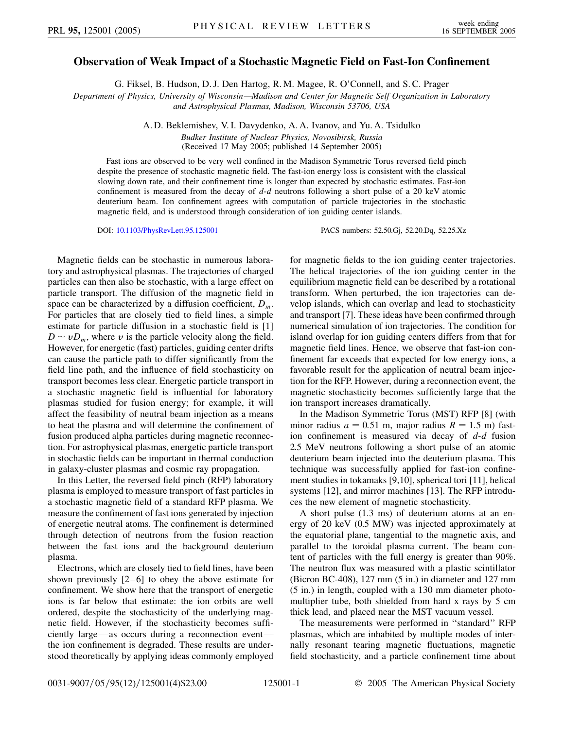# Observation of Weak Impact of a Stochastic Magnetic Field on Fast-Ion Confinement

G. Fiksel, B. Hudson, D. J. Den Hartog, R. M. Magee, R. O'Connell, and S. C. Prager

*Department of Physics, University of Wisconsin—Madison and Center for Magnetic Self Organization in Laboratory and Astrophysical Plasmas, Madison, Wisconsin 53706, USA*

A. D. Beklemishev, V. I. Davydenko, A. A. Ivanov, and Yu. A. Tsidulko

*Budker Institute of Nuclear Physics, Novosibirsk, Russia*

(Received 17 May 2005; published 14 September 2005)

Fast ions are observed to be very well confined in the Madison Symmetric Torus reversed field pinch despite the presence of stochastic magnetic field. The fast-ion energy loss is consistent with the classical slowing down rate, and their confinement time is longer than expected by stochastic estimates. Fast-ion confinement is measured from the decay of *d-d* neutrons following a short pulse of a 20 keV atomic deuterium beam. Ion confinement agrees with computation of particle trajectories in the stochastic magnetic field, and is understood through consideration of ion guiding center islands.

DOI: 10.1103/PhysRevLett.95.125001 PACS numbers: 52.50.Gj, 52.20.Dq, 52.25.Xz

Magnetic fields can be stochastic in numerous laboratory and astrophysical plasmas. The trajectories of charged particles can then also be stochastic, with a large effect on particle transport. The diffusion of the magnetic field in space can be characterized by a diffusion coefficient, $D_m$. For particles that are closely tied to field lines, a simple estimate for particle diffusion in a stochastic field is [1] $D \sim v D_m$, where $v$ is the particle velocity along the field. However, for energetic (fast) particles, guiding center drifts can cause the particle path to differ significantly from the field line path, and the influence of field stochasticity on transport becomes less clear. Energetic particle transport in a stochastic magnetic field is influential for laboratory plasmas studied for fusion energy; for example, it will affect the feasibility of neutral beam injection as a means to heat the plasma and will determine the confinement of fusion produced alpha particles during magnetic reconnection. For astrophysical plasmas, energetic particle transport in stochastic fields can be important in thermal conduction in galaxy-cluster plasmas and cosmic ray propagation.

In this Letter, the reversed field pinch (RFP) laboratory plasma is employed to measure transport of fast particles in a stochastic magnetic field of a standard RFP plasma. We measure the confinement of fast ions generated by injection of energetic neutral atoms. The confinement is determined through detection of neutrons from the fusion reaction between the fast ions and the background deuterium plasma.

Electrons, which are closely tied to field lines, have been shown previously [2–6] to obey the above estimate for confinement. We show here that the transport of energetic ions is far below that estimate: the ion orbits are well ordered, despite the stochasticity of the underlying magnetic field. However, if the stochasticity becomes sufficiently large—as occurs during a reconnection event—the ion confinement is degraded. These results are understood theoretically by applying ideas commonly employed for magnetic fields to the ion guiding center trajectories. The helical trajectories of the ion guiding center in the equilibrium magnetic field can be described by a rotational transform. When perturbed, the ion trajectories can develop islands, which can overlap and lead to stochasticity and transport [7]. These ideas have been confirmed through numerical simulation of ion trajectories. The condition for island overlap for ion guiding centers differs from that for magnetic field lines. Hence, we observe that fast-ion confinement far exceeds that expected for low energy ions, a favorable result for the application of neutral beam injection for the RFP. However, during a reconnection event, the magnetic stochasticity becomes sufficiently large that the ion transport increases dramatically.

In the Madison Symmetric Torus (MST) RFP [8] (with minor radius $a = 0.51$ m, major radius $R = 1.5$ m) fast-ion confinement is measured via decay of *d-d* fusion 2.5 MeV neutrons following a short pulse of an atomic deuterium beam injected into the deuterium plasma. This technique was successfully applied for fast-ion confinement studies in tokamaks [9,10], spherical tori [11], helical systems [12], and mirror machines [13]. The RFP introduces the new element of magnetic stochasticity.

A short pulse (1.3 ms) of deuterium atoms at an energy of 20 keV (0.5 MW) was injected approximately at the equatorial plane, tangential to the magnetic axis, and parallel to the toroidal plasma current. The beam content of particles with the full energy is greater than 90%. The neutron flux was measured with a plastic scintillator (Bicron BC-408), 127 mm (5 in.) in diameter and 127 mm (5 in.) in length, coupled with a 130 mm diameter photomultiplier tube, both shielded from hard x rays by 5 cm thick lead, and placed near the MST vacuum vessel.

The measurements were performed in "standard" RFP plasmas, which are inhabited by multiple modes of internally resonant tearing magnetic fluctuations, magnetic field stochasticity, and a particle confinement time about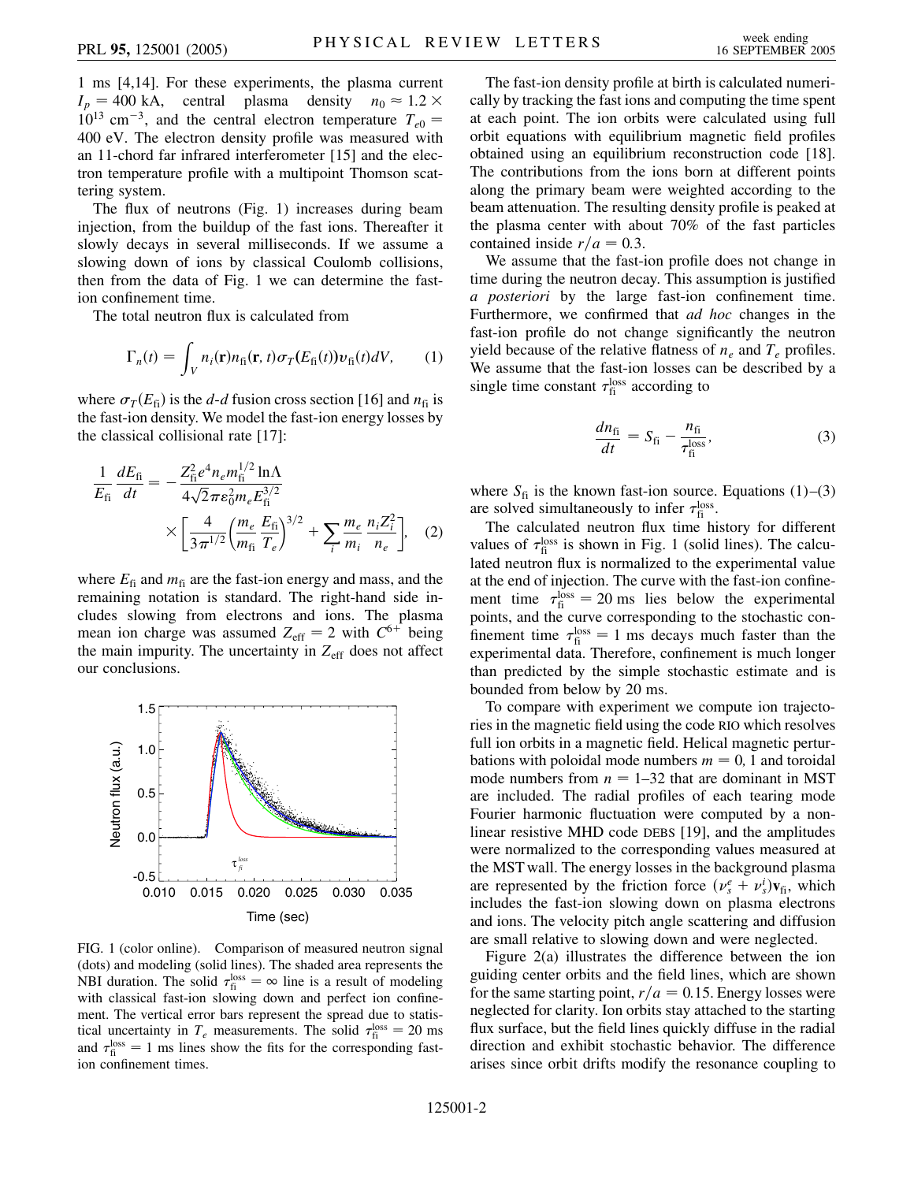1 ms [4,14]. For these experiments, the plasma current $I_p = 400$ kA, central plasma density $n_0 \approx 1.2 \times 10^{13}$ cm$^{-3}$, and the central electron temperature $T_{e0} = 400$ eV. The electron density profile was measured with an 11-chord far infrared interferometer [15] and the electron temperature profile with a multipoint Thomson scattering system.

The flux of neutrons (Fig. 1) increases during beam injection, from the buildup of the fast ions. Thereafter it slowly decays in several milliseconds. If we assume a slowing down of ions by classical Coulomb collisions, then from the data of Fig. 1 we can determine the fast-ion confinement time.

The total neutron flux is calculated from

$$\Gamma_n(t) = \int_V n_i(\mathbf{r}) n_{\mathrm{fi}}(\mathbf{r}, t) \sigma_T(E_{\mathrm{fi}}(t)) v_{\mathrm{fi}}(t) dV, \qquad (1)$$

where $\sigma_T(E_{\mathrm{fi}})$ is the $d$-$d$ fusion cross section [16] and $n_{\mathrm{fi}}$ is the fast-ion density. We model the fast-ion energy losses by the classical collisional rate [17]:

$$\frac{1}{E_{\mathrm{fi}}} \frac{dE_{\mathrm{fi}}}{dt} = -\frac{Z_{\mathrm{fi}}^2 e^4 n_e m_{\mathrm{fi}}^{1/2} \ln\Lambda}{4\sqrt{2}\pi\varepsilon_0^2 m_e E_{\mathrm{fi}}^{3/2}} \times \left[\frac{4}{3\pi^{1/2}}\left(\frac{m_e}{m_{\mathrm{fi}}}\frac{E_{\mathrm{fi}}}{T_e}\right)^{3/2} + \sum_i \frac{m_e}{m_i}\frac{n_i Z_i^2}{n_e}\right], \qquad (2)$$

where $E_{\mathrm{fi}}$ and $m_{\mathrm{fi}}$ are the fast-ion energy and mass, and the remaining notation is standard. The right-hand side includes slowing from electrons and ions. The plasma mean ion charge was assumed $Z_{\mathrm{eff}} = 2$ with $C^{6+}$ being the main impurity. The uncertainty in $Z_{\mathrm{eff}}$ does not affect our conclusions.

FIG. 1 (color online). Comparison of measured neutron signal (dots) and modeling (solid lines). The shaded area represents the NBI duration. The solid $\tau_{\mathrm{fi}}^{\mathrm{loss}} = \infty$ line is a result of modeling with classical fast-ion slowing down and perfect ion confinement. The vertical error bars represent the spread due to statistical uncertainty in $T_e$ measurements. The solid $\tau_{\mathrm{fi}}^{\mathrm{loss}} = 20$ ms and $\tau_{\mathrm{fi}}^{\mathrm{loss}} = 1$ ms lines show the fits for the corresponding fast-ion confinement times.

The fast-ion density profile at birth is calculated numerically by tracking the fast ions and computing the time spent at each point. The ion orbits were calculated using full orbit equations with equilibrium magnetic field profiles obtained using an equilibrium reconstruction code [18]. The contributions from the ions born at different points along the primary beam were weighted according to the beam attenuation. The resulting density profile is peaked at the plasma center with about 70% of the fast particles contained inside $r/a = 0.3$.

We assume that the fast-ion profile does not change in time during the neutron decay. This assumption is justified *a posteriori* by the large fast-ion confinement time. Furthermore, we confirmed that *ad hoc* changes in the fast-ion profile do not change significantly the neutron yield because of the relative flatness of $n_e$ and $T_e$ profiles. We assume that the fast-ion losses can be described by a single time constant $\tau_{\mathrm{fi}}^{\mathrm{loss}}$ according to

$$\frac{dn_{\mathrm{fi}}}{dt} = S_{\mathrm{fi}} - \frac{n_{\mathrm{fi}}}{\tau_{\mathrm{fi}}^{\mathrm{loss}}}, \qquad (3)$$

where $S_{\mathrm{fi}}$ is the known fast-ion source. Equations (1)–(3) are solved simultaneously to infer $\tau_{\mathrm{fi}}^{\mathrm{loss}}$.

The calculated neutron flux time history for different values of $\tau_{\mathrm{fi}}^{\mathrm{loss}}$ is shown in Fig. 1 (solid lines). The calculated neutron flux is normalized to the experimental value at the end of injection. The curve with the fast-ion confinement time $\tau_{\mathrm{fi}}^{\mathrm{loss}} = 20$ ms lies below the experimental points, and the curve corresponding to the stochastic confinement time $\tau_{\mathrm{fi}}^{\mathrm{loss}} = 1$ ms decays much faster than the experimental data. Therefore, confinement is much longer than predicted by the simple stochastic estimate and is bounded from below by 20 ms.

To compare with experiment we compute ion trajectories in the magnetic field using the code RIO which resolves full ion orbits in a magnetic field. Helical magnetic perturbations with poloidal mode numbers $m = 0, 1$ and toroidal mode numbers from $n = 1$–$32$ that are dominant in MST are included. The radial profiles of each tearing mode Fourier harmonic fluctuation were computed by a nonlinear resistive MHD code DEBS [19], and the amplitudes were normalized to the corresponding values measured at the MST wall. The energy losses in the background plasma are represented by the friction force $(\nu_s^e + \nu_s^i)\mathbf{v}_{\mathrm{fi}}$, which includes the fast-ion slowing down on plasma electrons and ions. The velocity pitch angle scattering and diffusion are small relative to slowing down and were neglected.

Figure 2(a) illustrates the difference between the ion guiding center orbits and the field lines, which are shown for the same starting point, $r/a = 0.15$. Energy losses were neglected for clarity. Ion orbits stay attached to the starting flux surface, but the field lines quickly diffuse in the radial direction and exhibit stochastic behavior. The difference arises since orbit drifts modify the resonance coupling to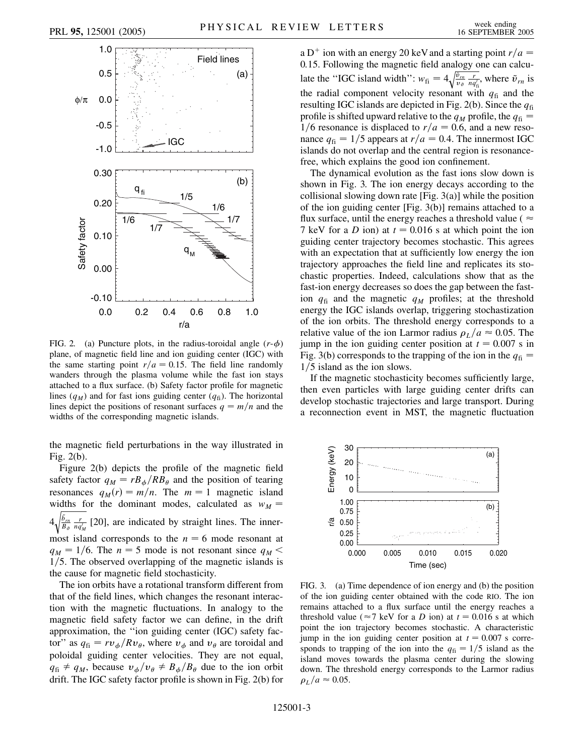FIG. 2. (a) Puncture plots, in the radius-toroidal angle ($r$-$\phi$) plane, of magnetic field line and ion guiding center (IGC) with the same starting point $r/a = 0.15$. The field line randomly wanders through the plasma volume while the fast ion stays attached to a flux surface. (b) Safety factor profile for magnetic lines ($q_M$) and for fast ions guiding center ($q_{\rm fi}$). The horizontal lines depict the positions of resonant surfaces $q = m/n$ and the widths of the corresponding magnetic islands.

the magnetic field perturbations in the way illustrated in Fig. 2(b).

Figure 2(b) depicts the profile of the magnetic field safety factor $q_M = rB_\phi/RB_\theta$ and the position of tearing resonances $q_M(r) = m/n$. The $m = 1$ magnetic island widths for the dominant modes, calculated as $w_M = 4\sqrt{\frac{\tilde{b}_{rn}}{B_\vartheta}\frac{r}{nq'_M}}$ [20], are indicated by straight lines. The innermost island corresponds to the $n = 6$ mode resonant at $q_M = 1/6$. The $n = 5$ mode is not resonant since $q_M < 1/5$. The observed overlapping of the magnetic islands is the cause for magnetic field stochasticity.

The ion orbits have a rotational transform different from that of the field lines, which changes the resonant interaction with the magnetic fluctuations. In analogy to the magnetic field safety factor we can define, in the drift approximation, the "ion guiding center (IGC) safety factor" as $q_{\rm fi} = rv_\phi/Rv_\theta$, where $v_\phi$ and $v_\theta$ are toroidal and poloidal guiding center velocities. They are not equal, $q_{\rm fi} \neq q_M$, because $v_\phi/v_\theta \neq B_\phi/B_\theta$ due to the ion orbit drift. The IGC safety factor profile is shown in Fig. 2(b) for a $D^+$ ion with an energy 20 keV and a starting point $r/a = 0.15$. Following the magnetic field analogy one can calculate the "IGC island width": $w_{\rm fi} = 4\sqrt{\frac{\tilde{v}_{rn}}{v_\vartheta}\frac{r}{nq'_{\rm fi}}}$, where $\tilde{v}_{rn}$ is the radial component velocity resonant with $q_{\rm fi}$ and the resulting IGC islands are depicted in Fig. 2(b). Since the $q_{\rm fi}$ profile is shifted upward relative to the $q_M$ profile, the $q_{\rm fi} = 1/6$ resonance is displaced to $r/a = 0.6$, and a new resonance $q_{\rm fi} = 1/5$ appears at $r/a = 0.4$. The innermost IGC islands do not overlap and the central region is resonance-free, which explains the good ion confinement.

The dynamical evolution as the fast ions slow down is shown in Fig. 3. The ion energy decays according to the collisional slowing down rate [Fig. 3(a)] while the position of the ion guiding center [Fig. 3(b)] remains attached to a flux surface, until the energy reaches a threshold value ($\approx$ 7 keV for a $D$ ion) at $t = 0.016$ s at which point the ion guiding center trajectory becomes stochastic. This agrees with an expectation that at sufficiently low energy the ion trajectory approaches the field line and replicates its stochastic properties. Indeed, calculations show that as the fast-ion energy decreases so does the gap between the fast-ion $q_{\rm fi}$ and the magnetic $q_M$ profiles; at the threshold energy the IGC islands overlap, triggering stochastization of the ion orbits. The threshold energy corresponds to a relative value of the ion Larmor radius $\rho_L/a \approx 0.05$. The jump in the ion guiding center position at $t = 0.007$ s in Fig. 3(b) corresponds to the trapping of the ion in the $q_{\rm fi} = 1/5$ island as the ion slows.

If the magnetic stochasticity becomes sufficiently large, then even particles with large guiding center drifts can develop stochastic trajectories and large transport. During a reconnection event in MST, the magnetic fluctuation

FIG. 3. (a) Time dependence of ion energy and (b) the position of the ion guiding center obtained with the code RIO. The ion remains attached to a flux surface until the energy reaches a threshold value ($\approx$7 keV for a $D$ ion) at $t = 0.016$ s at which point the ion trajectory becomes stochastic. A characteristic jump in the ion guiding center position at $t = 0.007$ s corresponds to trapping of the ion into the $q_{\rm fi} = 1/5$ island as the island moves towards the plasma center during the slowing down. The threshold energy corresponds to the Larmor radius $\rho_L/a \approx 0.05$.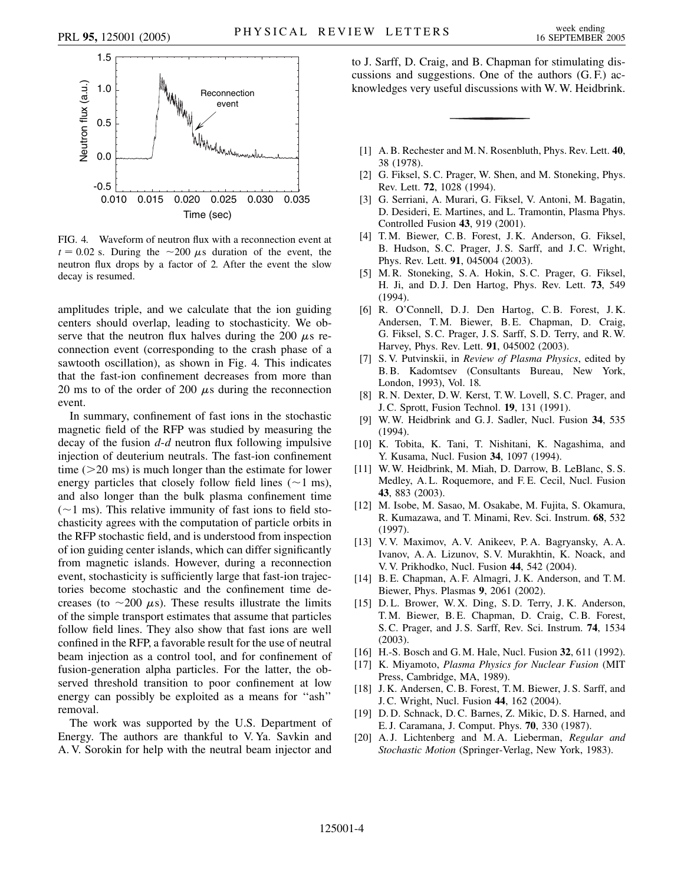1.5

1.0

0.5

0.0

-0.5

Neutron flux (a.u.)

Reconnection event

0.010 0.015 0.020 0.025 0.030 0.035

Time (sec)

FIG. 4. Waveform of neutron flux with a reconnection event at $t = 0.02$ s. During the $\sim 200\ \mu$s duration of the event, the neutron flux drops by a factor of 2. After the event the slow decay is resumed.

amplitudes triple, and we calculate that the ion guiding centers should overlap, leading to stochasticity. We observe that the neutron flux halves during the 200 $\mu$s reconnection event (corresponding to the crash phase of a sawtooth oscillation), as shown in Fig. 4. This indicates that the fast-ion confinement decreases from more than 20 ms to of the order of 200 $\mu$s during the reconnection event.

In summary, confinement of fast ions in the stochastic magnetic field of the RFP was studied by measuring the decay of the fusion *d-d* neutron flux following impulsive injection of deuterium neutrals. The fast-ion confinement time (>20 ms) is much longer than the estimate for lower energy particles that closely follow field lines ($\sim 1$ ms), and also longer than the bulk plasma confinement time ($\sim 1$ ms). This relative immunity of fast ions to field stochasticity agrees with the computation of particle orbits in the RFP stochastic field, and is understood from inspection of ion guiding center islands, which can differ significantly from magnetic islands. However, during a reconnection event, stochasticity is sufficiently large that fast-ion trajectories become stochastic and the confinement time decreases (to $\sim 200\ \mu$s). These results illustrate the limits of the simple transport estimates that assume that particles follow field lines. They also show that fast ions are well confined in the RFP, a favorable result for the use of neutral beam injection as a control tool, and for confinement of fusion-generation alpha particles. For the latter, the observed threshold transition to poor confinement at low energy can possibly be exploited as a means for "ash" removal.

The work was supported by the U.S. Department of Energy. The authors are thankful to V. Ya. Savkin and A. V. Sorokin for help with the neutral beam injector and to J. Sarff, D. Craig, and B. Chapman for stimulating discussions and suggestions. One of the authors (G. F.) acknowledges very useful discussions with W. W. Heidbrink.

---

[1] A. B. Rechester and M. N. Rosenbluth, Phys. Rev. Lett. **40**, 38 (1978).

[2] G. Fiksel, S. C. Prager, W. Shen, and M. Stoneking, Phys. Rev. Lett. **72**, 1028 (1994).

[3] G. Serriani, A. Murari, G. Fiksel, V. Antoni, M. Bagatin, D. Desideri, E. Martines, and L. Tramontin, Plasma Phys. Controlled Fusion **43**, 919 (2001).

[4] T. M. Biewer, C. B. Forest, J. K. Anderson, G. Fiksel, B. Hudson, S. C. Prager, J. S. Sarff, and J. C. Wright, Phys. Rev. Lett. **91**, 045004 (2003).

[5] M. R. Stoneking, S. A. Hokin, S. C. Prager, G. Fiksel, H. Ji, and D. J. Den Hartog, Phys. Rev. Lett. **73**, 549 (1994).

[6] R. O'Connell, D. J. Den Hartog, C. B. Forest, J. K. Andersen, T. M. Biewer, B. E. Chapman, D. Craig, G. Fiksel, S. C. Prager, J. S. Sarff, S. D. Terry, and R. W. Harvey, Phys. Rev. Lett. **91**, 045002 (2003).

[7] S. V. Putvinskii, in *Review of Plasma Physics*, edited by B. B. Kadomtsev (Consultants Bureau, New York, London, 1993), Vol. 18.

[8] R. N. Dexter, D. W. Kerst, T. W. Lovell, S. C. Prager, and J. C. Sprott, Fusion Technol. **19**, 131 (1991).

[9] W. W. Heidbrink and G. J. Sadler, Nucl. Fusion **34**, 535 (1994).

[10] K. Tobita, K. Tani, T. Nishitani, K. Nagashima, and Y. Kusama, Nucl. Fusion **34**, 1097 (1994).

[11] W. W. Heidbrink, M. Miah, D. Darrow, B. LeBlanc, S. S. Medley, A. L. Roquemore, and F. E. Cecil, Nucl. Fusion **43**, 883 (2003).

[12] M. Isobe, M. Sasao, M. Osakabe, M. Fujita, S. Okamura, R. Kumazawa, and T. Minami, Rev. Sci. Instrum. **68**, 532 (1997).

[13] V. V. Maximov, A. V. Anikeev, P. A. Bagryansky, A. A. Ivanov, A. A. Lizunov, S. V. Murakhtin, K. Noack, and V. V. Prikhodko, Nucl. Fusion **44**, 542 (2004).

[14] B. E. Chapman, A. F. Almagri, J. K. Anderson, and T. M. Biewer, Phys. Plasmas **9**, 2061 (2002).

[15] D. L. Brower, W. X. Ding, S. D. Terry, J. K. Anderson, T. M. Biewer, B. E. Chapman, D. Craig, C. B. Forest, S. C. Prager, and J. S. Sarff, Rev. Sci. Instrum. **74**, 1534 (2003).

[16] H.-S. Bosch and G. M. Hale, Nucl. Fusion **32**, 611 (1992).

[17] K. Miyamoto, *Plasma Physics for Nuclear Fusion* (MIT Press, Cambridge, MA, 1989).

[18] J. K. Andersen, C. B. Forest, T. M. Biewer, J. S. Sarff, and J. C. Wright, Nucl. Fusion **44**, 162 (2004).

[19] D. D. Schnack, D. C. Barnes, Z. Mikic, D. S. Harned, and E. J. Caramana, J. Comput. Phys. **70**, 330 (1987).

[20] A. J. Lichtenberg and M. A. Lieberman, *Regular and Stochastic Motion* (Springer-Verlag, New York, 1983).